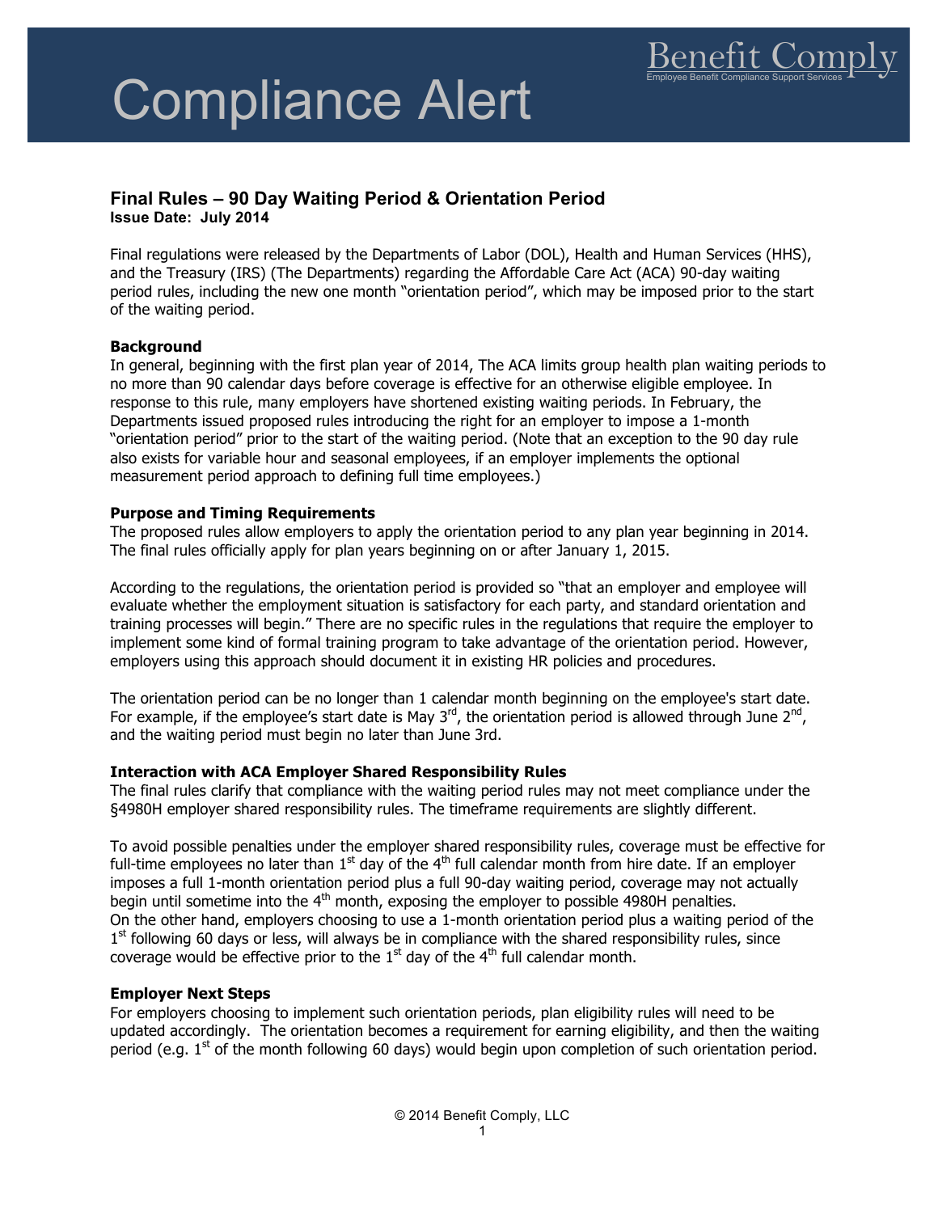# Compliance Alert

Benefit Comply
Employee Benefit Compliance Support Services

## Final Rules – 90 Day Waiting Period & Orientation Period

**Issue Date: July 2014**

Final regulations were released by the Departments of Labor (DOL), Health and Human Services (HHS), and the Treasury (IRS) (The Departments) regarding the Affordable Care Act (ACA) 90-day waiting period rules, including the new one month "orientation period", which may be imposed prior to the start of the waiting period.

### Background

In general, beginning with the first plan year of 2014, The ACA limits group health plan waiting periods to no more than 90 calendar days before coverage is effective for an otherwise eligible employee. In response to this rule, many employers have shortened existing waiting periods. In February, the Departments issued proposed rules introducing the right for an employer to impose a 1-month "orientation period" prior to the start of the waiting period. (Note that an exception to the 90 day rule also exists for variable hour and seasonal employees, if an employer implements the optional measurement period approach to defining full time employees.)

### Purpose and Timing Requirements

The proposed rules allow employers to apply the orientation period to any plan year beginning in 2014. The final rules officially apply for plan years beginning on or after January 1, 2015.

According to the regulations, the orientation period is provided so "that an employer and employee will evaluate whether the employment situation is satisfactory for each party, and standard orientation and training processes will begin." There are no specific rules in the regulations that require the employer to implement some kind of formal training program to take advantage of the orientation period. However, employers using this approach should document it in existing HR policies and procedures.

The orientation period can be no longer than 1 calendar month beginning on the employee's start date. For example, if the employee's start date is May 3rd, the orientation period is allowed through June 2nd, and the waiting period must begin no later than June 3rd.

### Interaction with ACA Employer Shared Responsibility Rules

The final rules clarify that compliance with the waiting period rules may not meet compliance under the §4980H employer shared responsibility rules. The timeframe requirements are slightly different.

To avoid possible penalties under the employer shared responsibility rules, coverage must be effective for full-time employees no later than 1st day of the 4th full calendar month from hire date. If an employer imposes a full 1-month orientation period plus a full 90-day waiting period, coverage may not actually begin until sometime into the 4th month, exposing the employer to possible 4980H penalties. On the other hand, employers choosing to use a 1-month orientation period plus a waiting period of the 1st following 60 days or less, will always be in compliance with the shared responsibility rules, since coverage would be effective prior to the 1st day of the 4th full calendar month.

### Employer Next Steps

For employers choosing to implement such orientation periods, plan eligibility rules will need to be updated accordingly. The orientation becomes a requirement for earning eligibility, and then the waiting period (e.g. 1st of the month following 60 days) would begin upon completion of such orientation period.

© 2014 Benefit Comply, LLC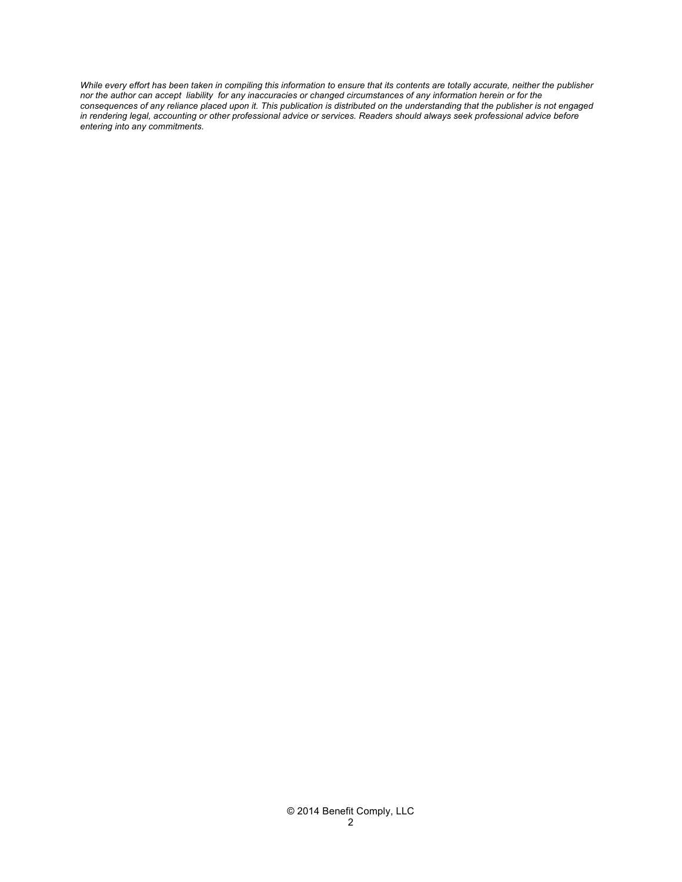*While every effort has been taken in compiling this information to ensure that its contents are totally accurate, neither the publisher nor the author can accept liability for any inaccuracies or changed circumstances of any information herein or for the consequences of any reliance placed upon it. This publication is distributed on the understanding that the publisher is not engaged in rendering legal, accounting or other professional advice or services. Readers should always seek professional advice before entering into any commitments.*

© 2014 Benefit Comply, LLC